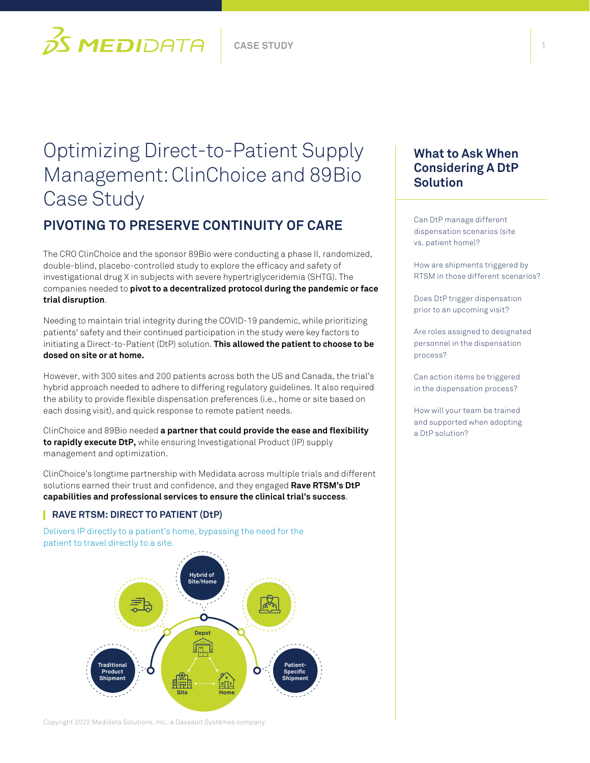# Optimizing Direct-to-Patient Supply Management: ClinChoice and 89Bio Case Study

## PIVOTING TO PRESERVE CONTINUITY OF CARE

The CRO ClinChoice and the sponsor 89Bio were conducting a phase II, randomized, double-blind, placebo-controlled study to explore the efficacy and safety of investigational drug X in subjects with severe hypertriglyceridemia (SHTG). The companies needed to **pivot to a decentralized protocol during the pandemic or face trial disruption**.

Needing to maintain trial integrity during the COVID-19 pandemic, while prioritizing patients' safety and their continued participation in the study were key factors to initiating a Direct-to-Patient (DtP) solution. **This allowed the patient to choose to be dosed on site or at home.**

However, with 300 sites and 200 patients across both the US and Canada, the trial's hybrid approach needed to adhere to differing regulatory guidelines. It also required the ability to provide flexible dispensation preferences (i.e., home or site based on each dosing visit), and quick response to remote patient needs.

ClinChoice and 89Bio needed **a partner that could provide the ease and flexibility to rapidly execute DtP,** while ensuring Investigational Product (IP) supply management and optimization.

ClinChoice's longtime partnership with Medidata across multiple trials and different solutions earned their trust and confidence, and they engaged **Rave RTSM's DtP capabilities and professional services to ensure the clinical trial's success**.

### RAVE RTSM: DIRECT TO PATIENT (DtP)

Delivers IP directly to a patient's home, bypassing the need for the patient to travel directly to a site.

Hybrid of Site/Home

Traditional Product Shipment

Depot

Site

Home

Patient-Specific Shipment

## What to Ask When Considering A DtP Solution

Can DtP manage different dispensation scenarios (site vs. patient home)?

How are shipments triggered by RTSM in those different scenarios?

Does DtP trigger dispensation prior to an upcoming visit?

Are roles assigned to designated personnel in the dispensation process?

Can action items be triggered in the dispensation process?

How will your team be trained and supported when adopting a DtP solution?

Copyright 2022 Medidata Solutions, Inc., a Dassault Systèmes company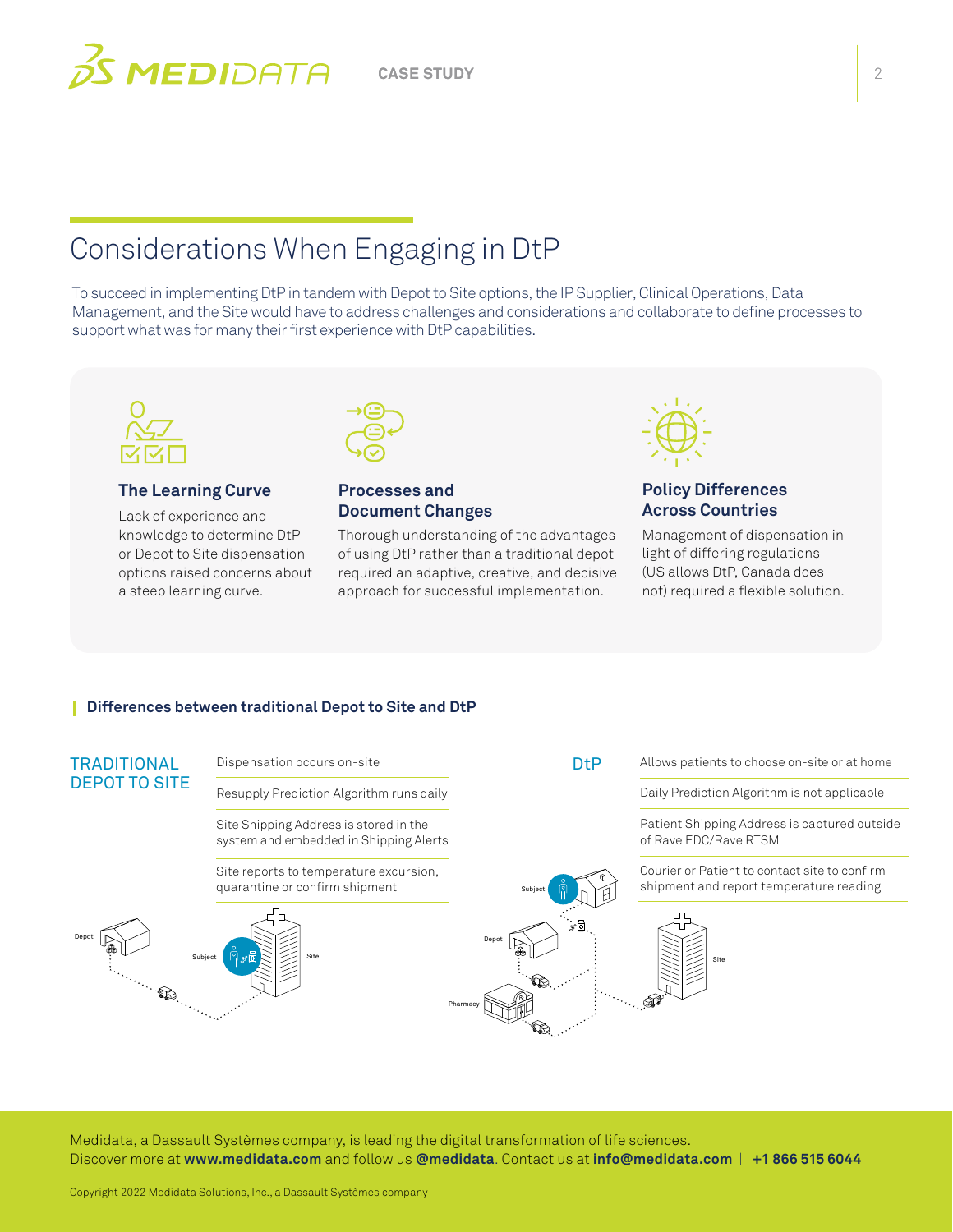## Considerations When Engaging in DtP

To succeed in implementing DtP in tandem with Depot to Site options, the IP Supplier, Clinical Operations, Data Management, and the Site would have to address challenges and considerations and collaborate to define processes to support what was for many their first experience with DtP capabilities.

### The Learning Curve

Lack of experience and knowledge to determine DtP or Depot to Site dispensation options raised concerns about a steep learning curve.

### Processes and Document Changes

Thorough understanding of the advantages of using DtP rather than a traditional depot required an adaptive, creative, and decisive approach for successful implementation.

### Policy Differences Across Countries

Management of dispensation in light of differing regulations (US allows DtP, Canada does not) required a flexible solution.

### Differences between traditional Depot to Site and DtP

**TRADITIONAL DEPOT TO SITE**

- Dispensation occurs on-site
- Resupply Prediction Algorithm runs daily
- Site Shipping Address is stored in the system and embedded in Shipping Alerts
- Site reports to temperature excursion, quarantine or confirm shipment

Depot

Subject

Site

**DtP**

- Allows patients to choose on-site or at home
- Daily Prediction Algorithm is not applicable
- Patient Shipping Address is captured outside of Rave EDC/Rave RTSM
- Courier or Patient to contact site to confirm shipment and report temperature reading

Subject

Depot

Pharmacy

Site

Medidata, a Dassault Systèmes company, is leading the digital transformation of life sciences.
Discover more at **www.medidata.com** and follow us **@medidata**. Contact us at **info@medidata.com** | **+1 866 515 6044**

Copyright 2022 Medidata Solutions, Inc., a Dassault Systèmes company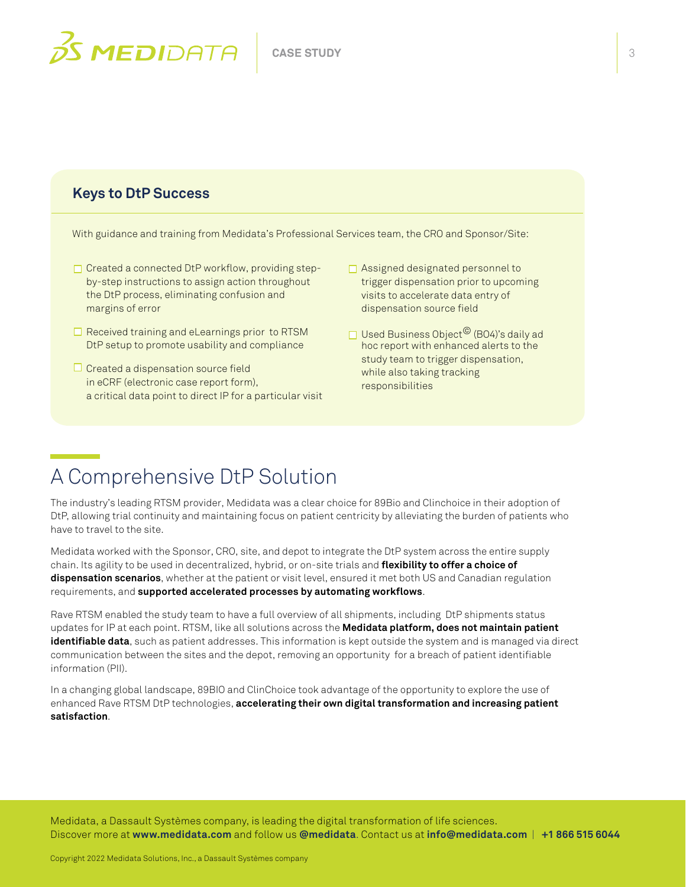## Keys to DtP Success

With guidance and training from Medidata's Professional Services team, the CRO and Sponsor/Site:

- Created a connected DtP workflow, providing step-by-step instructions to assign action throughout the DtP process, eliminating confusion and margins of error
- Received training and eLearnings prior to RTSM DtP setup to promote usability and compliance
- Created a dispensation source field in eCRF (electronic case report form), a critical data point to direct IP for a particular visit
- Assigned designated personnel to trigger dispensation prior to upcoming visits to accelerate data entry of dispensation source field
- Used Business Object© (BO4)'s daily ad hoc report with enhanced alerts to the study team to trigger dispensation, while also taking tracking responsibilities

# A Comprehensive DtP Solution

The industry's leading RTSM provider, Medidata was a clear choice for 89Bio and Clinchoice in their adoption of DtP, allowing trial continuity and maintaining focus on patient centricity by alleviating the burden of patients who have to travel to the site.

Medidata worked with the Sponsor, CRO, site, and depot to integrate the DtP system across the entire supply chain. Its agility to be used in decentralized, hybrid, or on-site trials and **flexibility to offer a choice of dispensation scenarios**, whether at the patient or visit level, ensured it met both US and Canadian regulation requirements, and **supported accelerated processes by automating workflows**.

Rave RTSM enabled the study team to have a full overview of all shipments, including DtP shipments status updates for IP at each point. RTSM, like all solutions across the **Medidata platform, does not maintain patient identifiable data**, such as patient addresses. This information is kept outside the system and is managed via direct communication between the sites and the depot, removing an opportunity for a breach of patient identifiable information (PII).

In a changing global landscape, 89BIO and ClinChoice took advantage of the opportunity to explore the use of enhanced Rave RTSM DtP technologies, **accelerating their own digital transformation and increasing patient satisfaction**.

Medidata, a Dassault Systèmes company, is leading the digital transformation of life sciences.
Discover more at **www.medidata.com** and follow us **@medidata**. Contact us at **info@medidata.com** | **+1 866 515 6044**

Copyright 2022 Medidata Solutions, Inc., a Dassault Systèmes company